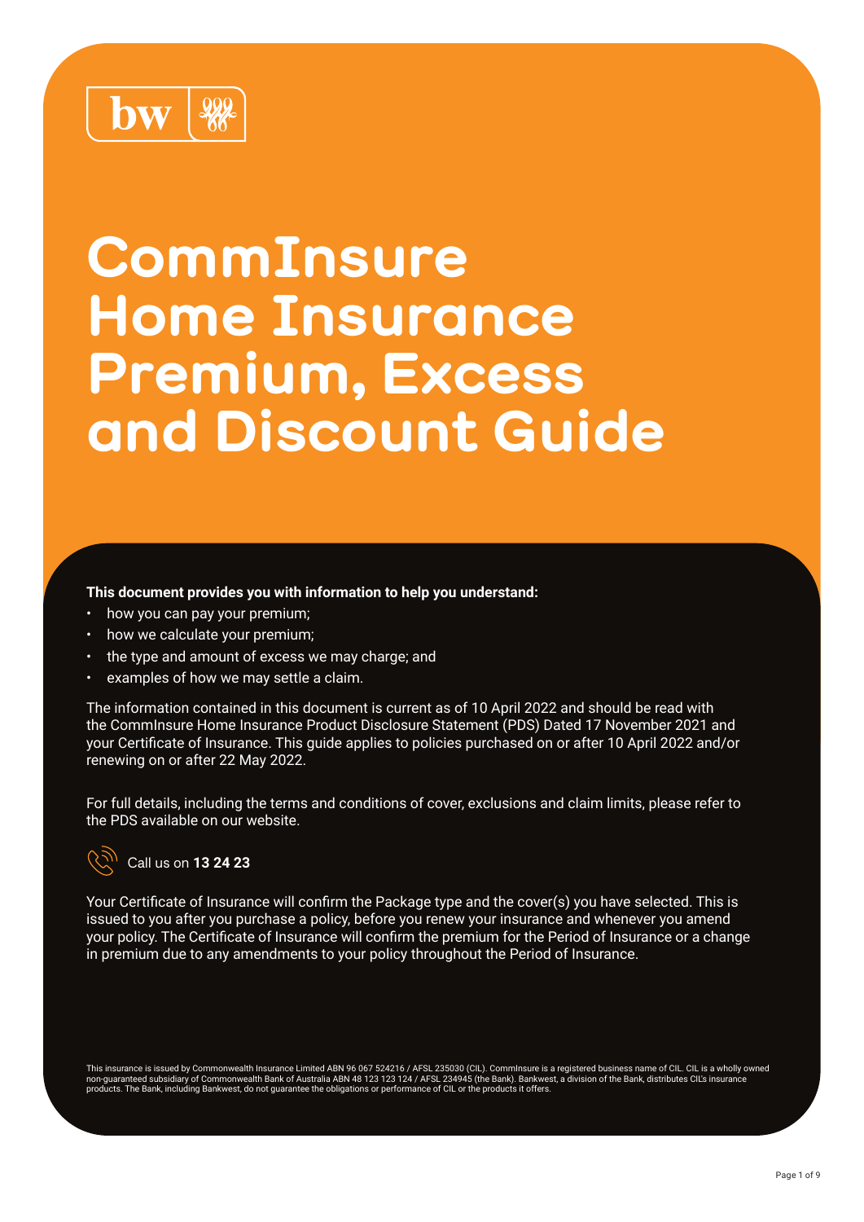# CommInsure Home Insurance Premium, Excess and Discount Guide

**This document provides you with information to help you understand:**

- how you can pay your premium;
- how we calculate your premium;
- the type and amount of excess we may charge; and
- examples of how we may settle a claim.

The information contained in this document is current as of 10 April 2022 and should be read with the CommInsure Home Insurance Product Disclosure Statement (PDS) Dated 17 November 2021 and your Certificate of Insurance. This guide applies to policies purchased on or after 10 April 2022 and/or renewing on or after 22 May 2022.

For full details, including the terms and conditions of cover, exclusions and claim limits, please refer to the PDS available on our website.

Call us on **13 24 23**

Your Certificate of Insurance will confirm the Package type and the cover(s) you have selected. This is issued to you after you purchase a policy, before you renew your insurance and whenever you amend your policy. The Certificate of Insurance will confirm the premium for the Period of Insurance or a change in premium due to any amendments to your policy throughout the Period of Insurance.

This insurance is issued by Commonwealth Insurance Limited ABN 96 067 524216 / AFSL 235030 (CIL). CommInsure is a registered business name of CIL. CIL is a wholly owned non-guaranteed subsidiary of Commonwealth Bank of Australia ABN 48 123 123 124 / AFSL 234945 (the Bank). Bankwest, a division of the Bank, distributes CIL's insurance products. The Bank, including Bankwest, do not guarantee the obligations or performance of CIL or the products it offers.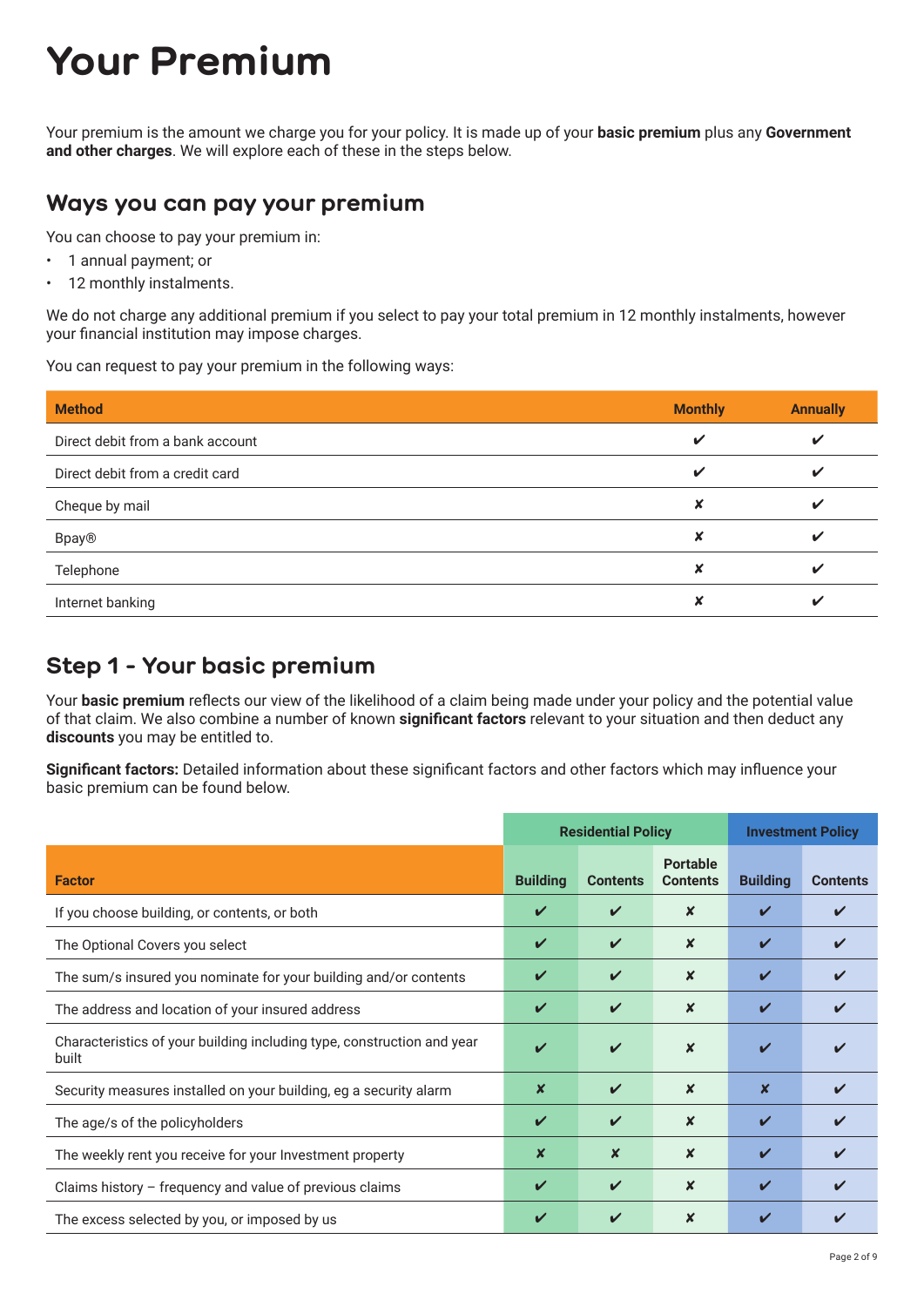# Your Premium

Your premium is the amount we charge you for your policy. It is made up of your **basic premium** plus any **Government and other charges**. We will explore each of these in the steps below.

## Ways you can pay your premium

You can choose to pay your premium in:

- 1 annual payment; or
- 12 monthly instalments.

We do not charge any additional premium if you select to pay your total premium in 12 monthly instalments, however your financial institution may impose charges.

You can request to pay your premium in the following ways:

| Method | Monthly | Annually |
|---|---|---|
| Direct debit from a bank account | ✔ | ✔ |
| Direct debit from a credit card | ✔ | ✔ |
| Cheque by mail | ✘ | ✔ |
| Bpay® | ✘ | ✔ |
| Telephone | ✘ | ✔ |
| Internet banking | ✘ | ✔ |

## Step 1 - Your basic premium

Your **basic premium** reflects our view of the likelihood of a claim being made under your policy and the potential value of that claim. We also combine a number of known **significant factors** relevant to your situation and then deduct any **discounts** you may be entitled to.

**Significant factors:** Detailed information about these significant factors and other factors which may influence your basic premium can be found below.

| | Residential Policy | | | Investment Policy | |
|---|---|---|---|---|---|
| Factor | Building | Contents | Portable Contents | Building | Contents |
| If you choose building, or contents, or both | ✔ | ✔ | ✘ | ✔ | ✔ |
| The Optional Covers you select | ✔ | ✔ | ✘ | ✔ | ✔ |
| The sum/s insured you nominate for your building and/or contents | ✔ | ✔ | ✘ | ✔ | ✔ |
| The address and location of your insured address | ✔ | ✔ | ✘ | ✔ | ✔ |
| Characteristics of your building including type, construction and year built | ✔ | ✔ | ✘ | ✔ | ✔ |
| Security measures installed on your building, eg a security alarm | ✘ | ✔ | ✘ | ✘ | ✔ |
| The age/s of the policyholders | ✔ | ✔ | ✘ | ✔ | ✔ |
| The weekly rent you receive for your Investment property | ✘ | ✘ | ✘ | ✔ | ✔ |
| Claims history – frequency and value of previous claims | ✔ | ✔ | ✘ | ✔ | ✔ |
| The excess selected by you, or imposed by us | ✔ | ✔ | ✘ | ✔ | ✔ |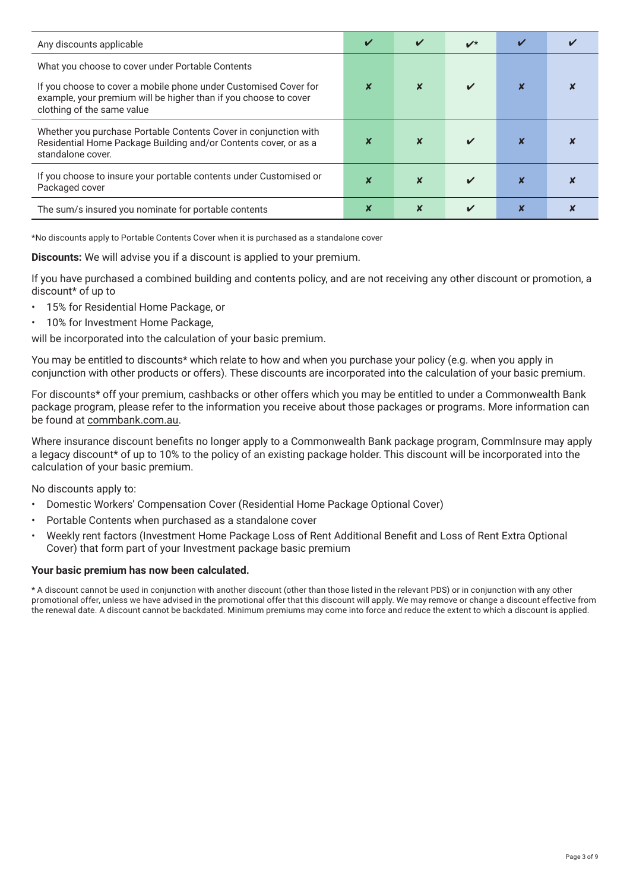| | | | | | |
|---|---|---|---|---|---|
| Any discounts applicable | ✔ | ✔ | ✔* | ✔ | ✔ |
| What you choose to cover under Portable Contents<br><br>If you choose to cover a mobile phone under Customised Cover for example, your premium will be higher than if you choose to cover clothing of the same value | ✘ | ✘ | ✔ | ✘ | ✘ |
| Whether you purchase Portable Contents Cover in conjunction with Residential Home Package Building and/or Contents cover, or as a standalone cover. | ✘ | ✘ | ✔ | ✘ | ✘ |
| If you choose to insure your portable contents under Customised or Packaged cover | ✘ | ✘ | ✔ | ✘ | ✘ |
| The sum/s insured you nominate for portable contents | ✘ | ✘ | ✔ | ✘ | ✘ |

*No discounts apply to Portable Contents Cover when it is purchased as a standalone cover

**Discounts:** We will advise you if a discount is applied to your premium.

If you have purchased a combined building and contents policy, and are not receiving any other discount or promotion, a discount* of up to

- 15% for Residential Home Package, or
- 10% for Investment Home Package,

will be incorporated into the calculation of your basic premium.

You may be entitled to discounts* which relate to how and when you purchase your policy (e.g. when you apply in conjunction with other products or offers). These discounts are incorporated into the calculation of your basic premium.

For discounts* off your premium, cashbacks or other offers which you may be entitled to under a Commonwealth Bank package program, please refer to the information you receive about those packages or programs. More information can be found at commbank.com.au.

Where insurance discount benefits no longer apply to a Commonwealth Bank package program, CommInsure may apply a legacy discount* of up to 10% to the policy of an existing package holder. This discount will be incorporated into the calculation of your basic premium.

No discounts apply to:

- Domestic Workers' Compensation Cover (Residential Home Package Optional Cover)
- Portable Contents when purchased as a standalone cover
- Weekly rent factors (Investment Home Package Loss of Rent Additional Benefit and Loss of Rent Extra Optional Cover) that form part of your Investment package basic premium

**Your basic premium has now been calculated.**

\* A discount cannot be used in conjunction with another discount (other than those listed in the relevant PDS) or in conjunction with any other promotional offer, unless we have advised in the promotional offer that this discount will apply. We may remove or change a discount effective from the renewal date. A discount cannot be backdated. Minimum premiums may come into force and reduce the extent to which a discount is applied.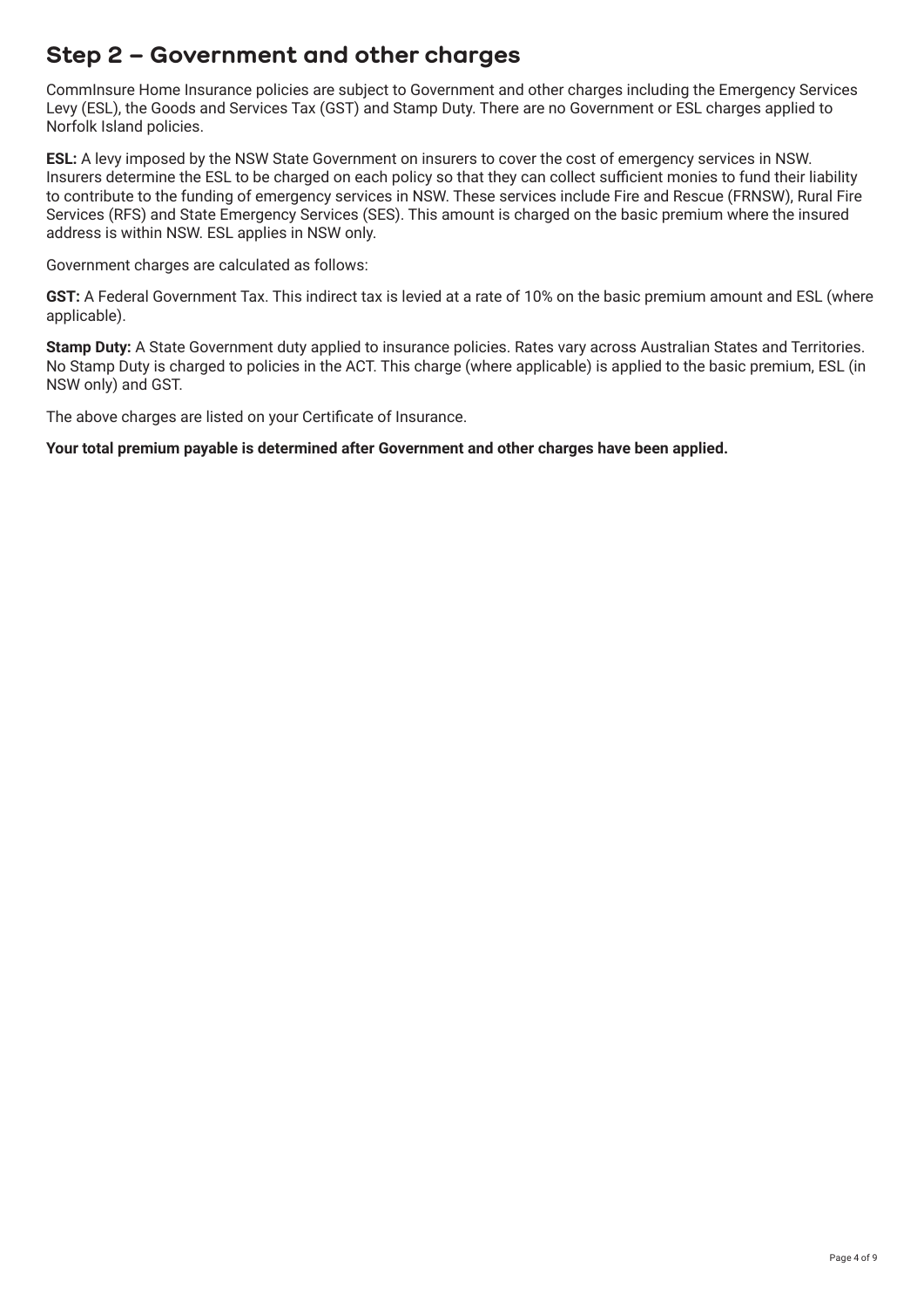## Step 2 – Government and other charges

CommInsure Home Insurance policies are subject to Government and other charges including the Emergency Services Levy (ESL), the Goods and Services Tax (GST) and Stamp Duty. There are no Government or ESL charges applied to Norfolk Island policies.

**ESL:** A levy imposed by the NSW State Government on insurers to cover the cost of emergency services in NSW. Insurers determine the ESL to be charged on each policy so that they can collect sufficient monies to fund their liability to contribute to the funding of emergency services in NSW. These services include Fire and Rescue (FRNSW), Rural Fire Services (RFS) and State Emergency Services (SES). This amount is charged on the basic premium where the insured address is within NSW. ESL applies in NSW only.

Government charges are calculated as follows:

**GST:** A Federal Government Tax. This indirect tax is levied at a rate of 10% on the basic premium amount and ESL (where applicable).

**Stamp Duty:** A State Government duty applied to insurance policies. Rates vary across Australian States and Territories. No Stamp Duty is charged to policies in the ACT. This charge (where applicable) is applied to the basic premium, ESL (in NSW only) and GST.

The above charges are listed on your Certificate of Insurance.

**Your total premium payable is determined after Government and other charges have been applied.**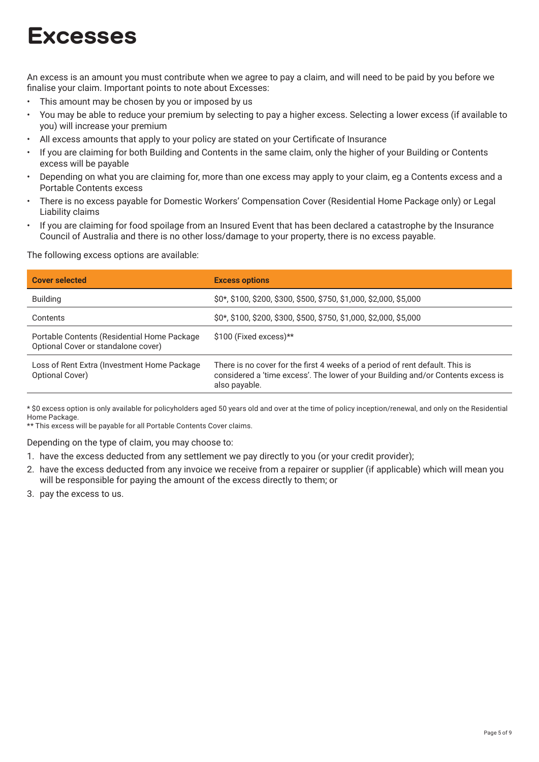# Excesses

An excess is an amount you must contribute when we agree to pay a claim, and will need to be paid by you before we finalise your claim. Important points to note about Excesses:

- This amount may be chosen by you or imposed by us
- You may be able to reduce your premium by selecting to pay a higher excess. Selecting a lower excess (if available to you) will increase your premium
- All excess amounts that apply to your policy are stated on your Certificate of Insurance
- If you are claiming for both Building and Contents in the same claim, only the higher of your Building or Contents excess will be payable
- Depending on what you are claiming for, more than one excess may apply to your claim, eg a Contents excess and a Portable Contents excess
- There is no excess payable for Domestic Workers' Compensation Cover (Residential Home Package only) or Legal Liability claims
- If you are claiming for food spoilage from an Insured Event that has been declared a catastrophe by the Insurance Council of Australia and there is no other loss/damage to your property, there is no excess payable.

The following excess options are available:

| Cover selected | Excess options |
|---|---|
| Building | $0*, $100, $200, $300, $500, $750, $1,000, $2,000, $5,000 |
| Contents | $0*, $100, $200, $300, $500, $750, $1,000, $2,000, $5,000 |
| Portable Contents (Residential Home Package Optional Cover or standalone cover) | $100 (Fixed excess)** |
| Loss of Rent Extra (Investment Home Package Optional Cover) | There is no cover for the first 4 weeks of a period of rent default. This is considered a 'time excess'. The lower of your Building and/or Contents excess is also payable. |

* $0 excess option is only available for policyholders aged 50 years old and over at the time of policy inception/renewal, and only on the Residential Home Package.

** This excess will be payable for all Portable Contents Cover claims.

Depending on the type of claim, you may choose to:

1. have the excess deducted from any settlement we pay directly to you (or your credit provider);
2. have the excess deducted from any invoice we receive from a repairer or supplier (if applicable) which will mean you will be responsible for paying the amount of the excess directly to them; or
3. pay the excess to us.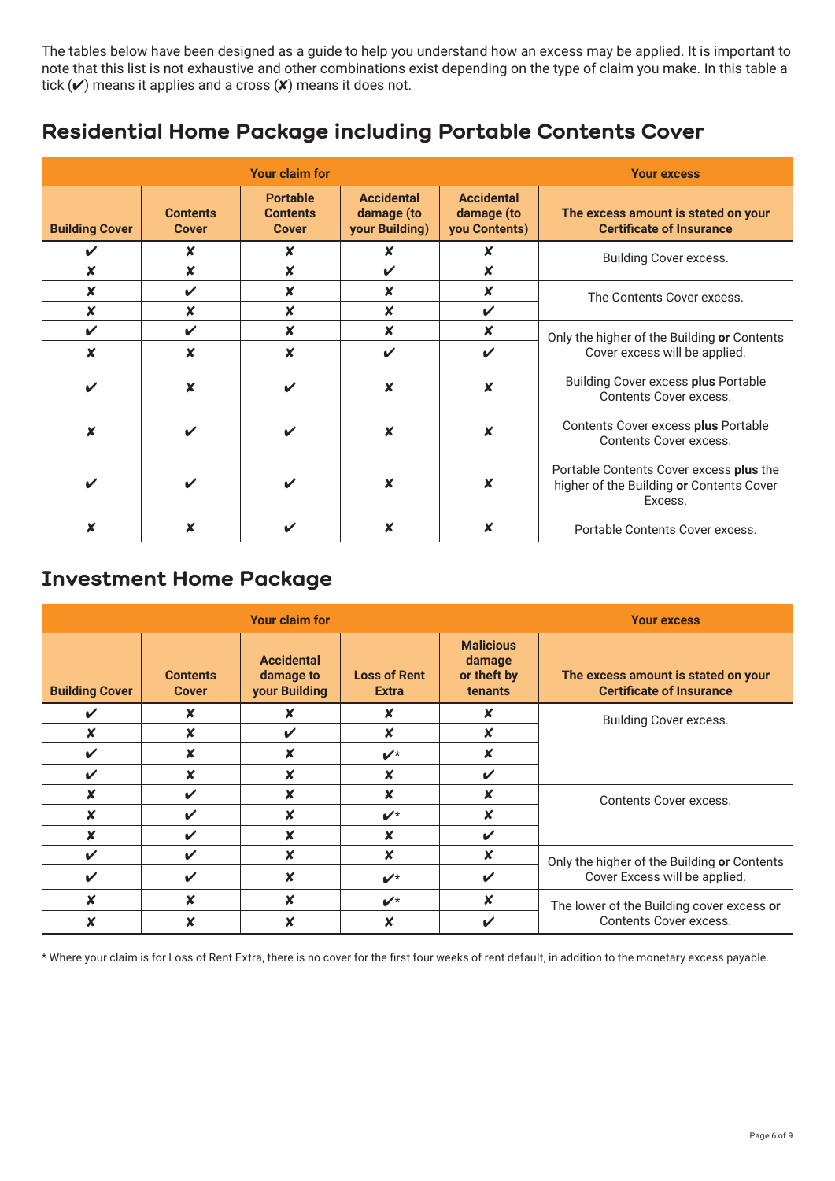The tables below have been designed as a guide to help you understand how an excess may be applied. It is important to note that this list is not exhaustive and other combinations exist depending on the type of claim you make. In this table a tick (✔) means it applies and a cross (✘) means it does not.

## Residential Home Package including Portable Contents Cover

| Your claim for | | | | | Your excess |
|---|---|---|---|---|---|
| **Building Cover** | **Contents Cover** | **Portable Contents Cover** | **Accidental damage (to your Building)** | **Accidental damage (to you Contents)** | **The excess amount is stated on your Certificate of Insurance** |
| ✔ | ✘ | ✘ | ✘ | ✘ | Building Cover excess. |
| ✘ | ✘ | ✘ | ✔ | ✘ | |
| ✘ | ✔ | ✘ | ✘ | ✘ | The Contents Cover excess. |
| ✘ | ✘ | ✘ | ✘ | ✔ | |
| ✔ | ✔ | ✘ | ✘ | ✘ | Only the higher of the Building **or** Contents Cover excess will be applied. |
| ✘ | ✘ | ✘ | ✔ | ✔ | |
| ✔ | ✘ | ✔ | ✘ | ✘ | Building Cover excess **plus** Portable Contents Cover excess. |
| ✘ | ✔ | ✔ | ✘ | ✘ | Contents Cover excess **plus** Portable Contents Cover excess. |
| ✔ | ✔ | ✔ | ✘ | ✘ | Portable Contents Cover excess **plus** the higher of the Building **or** Contents Cover Excess. |
| ✘ | ✘ | ✔ | ✘ | ✘ | Portable Contents Cover excess. |

## Investment Home Package

| Your claim for | | | | | Your excess |
|---|---|---|---|---|---|
| **Building Cover** | **Contents Cover** | **Accidental damage to your Building** | **Loss of Rent Extra** | **Malicious damage or theft by tenants** | **The excess amount is stated on your Certificate of Insurance** |
| ✔ | ✘ | ✘ | ✘ | ✘ | Building Cover excess. |
| ✘ | ✘ | ✔ | ✘ | ✘ | |
| ✔ | ✘ | ✘ | ✔* | ✘ | |
| ✔ | ✘ | ✘ | ✘ | ✔ | |
| ✘ | ✔ | ✘ | ✘ | ✘ | Contents Cover excess. |
| ✘ | ✔ | ✘ | ✔* | ✘ | |
| ✘ | ✔ | ✘ | ✘ | ✔ | |
| ✔ | ✔ | ✘ | ✘ | ✘ | Only the higher of the Building **or** Contents Cover Excess will be applied. |
| ✔ | ✔ | ✘ | ✔* | ✔ | |
| ✘ | ✘ | ✘ | ✔* | ✘ | The lower of the Building cover excess **or** Contents Cover excess. |
| ✘ | ✘ | ✘ | ✘ | ✔ | |

* Where your claim is for Loss of Rent Extra, there is no cover for the first four weeks of rent default, in addition to the monetary excess payable.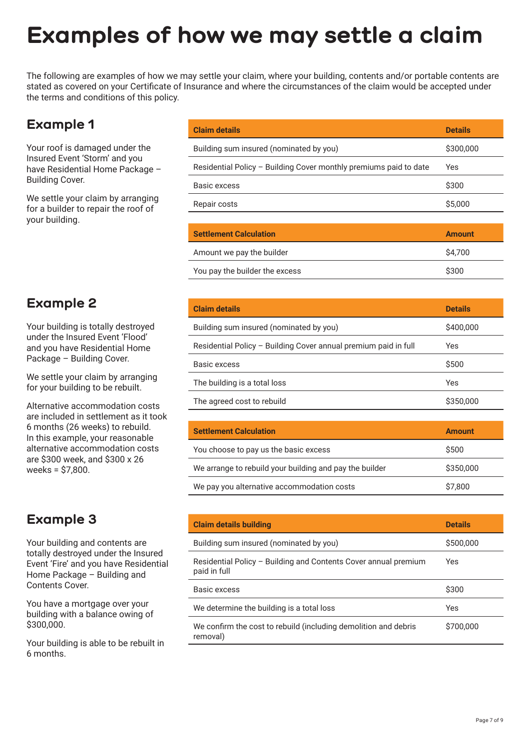# Examples of how we may settle a claim

The following are examples of how we may settle your claim, where your building, contents and/or portable contents are stated as covered on your Certificate of Insurance and where the circumstances of the claim would be accepted under the terms and conditions of this policy.

## Example 1

Your roof is damaged under the Insured Event 'Storm' and you have Residential Home Package – Building Cover.

We settle your claim by arranging for a builder to repair the roof of your building.

| Claim details | Details |
|---|---|
| Building sum insured (nominated by you) | $300,000 |
| Residential Policy – Building Cover monthly premiums paid to date | Yes |
| Basic excess | $300 |
| Repair costs | $5,000 |

| Settlement Calculation | Amount |
|---|---|
| Amount we pay the builder | $4,700 |
| You pay the builder the excess | $300 |

## Example 2

Your building is totally destroyed under the Insured Event 'Flood' and you have Residential Home Package – Building Cover.

We settle your claim by arranging for your building to be rebuilt.

Alternative accommodation costs are included in settlement as it took 6 months (26 weeks) to rebuild. In this example, your reasonable alternative accommodation costs are $300 week, and $300 x 26 weeks = $7,800.

| Claim details | Details |
|---|---|
| Building sum insured (nominated by you) | $400,000 |
| Residential Policy – Building Cover annual premium paid in full | Yes |
| Basic excess | $500 |
| The building is a total loss | Yes |
| The agreed cost to rebuild | $350,000 |

| Settlement Calculation | Amount |
|---|---|
| You choose to pay us the basic excess | $500 |
| We arrange to rebuild your building and pay the builder | $350,000 |
| We pay you alternative accommodation costs | $7,800 |

## Example 3

Your building and contents are totally destroyed under the Insured Event 'Fire' and you have Residential Home Package – Building and Contents Cover.

You have a mortgage over your building with a balance owing of $300,000.

Your building is able to be rebuilt in 6 months.

| Claim details building | Details |
|---|---|
| Building sum insured (nominated by you) | $500,000 |
| Residential Policy – Building and Contents Cover annual premium paid in full | Yes |
| Basic excess | $300 |
| We determine the building is a total loss | Yes |
| We confirm the cost to rebuild (including demolition and debris removal) | $700,000 |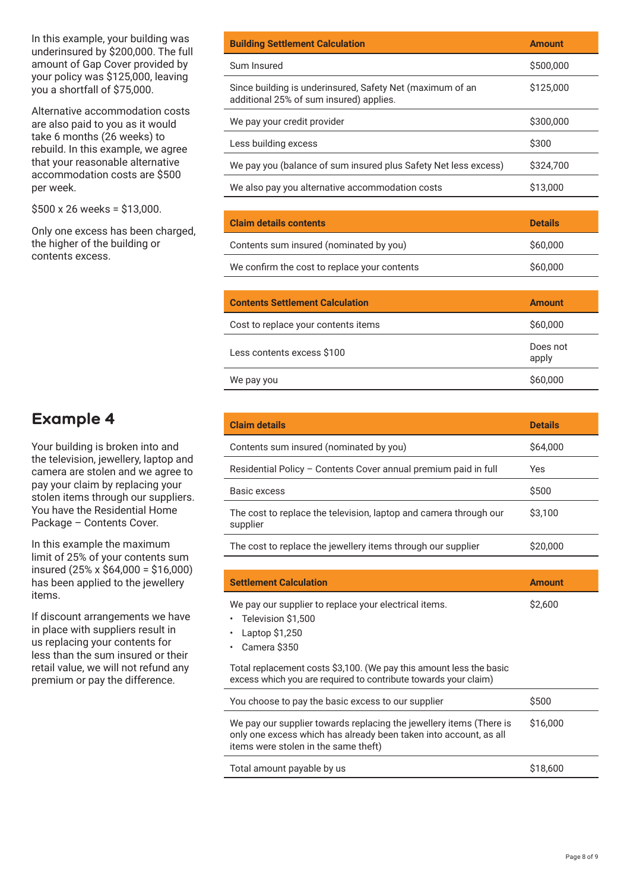In this example, your building was underinsured by $200,000. The full amount of Gap Cover provided by your policy was $125,000, leaving you a shortfall of $75,000.

Alternative accommodation costs are also paid to you as it would take 6 months (26 weeks) to rebuild. In this example, we agree that your reasonable alternative accommodation costs are $500 per week.

$500 x 26 weeks = $13,000.

Only one excess has been charged, the higher of the building or contents excess.

| Building Settlement Calculation | Amount |
| --- | --- |
| Sum Insured | $500,000 |
| Since building is underinsured, Safety Net (maximum of an additional 25% of sum insured) applies. | $125,000 |
| We pay your credit provider | $300,000 |
| Less building excess | $300 |
| We pay you (balance of sum insured plus Safety Net less excess) | $324,700 |
| We also pay you alternative accommodation costs | $13,000 |

| Claim details contents | Details |
| --- | --- |
| Contents sum insured (nominated by you) | $60,000 |
| We confirm the cost to replace your contents | $60,000 |

| Contents Settlement Calculation | Amount |
| --- | --- |
| Cost to replace your contents items | $60,000 |
| Less contents excess $100 | Does not apply |
| We pay you | $60,000 |

## Example 4

Your building is broken into and the television, jewellery, laptop and camera are stolen and we agree to pay your claim by replacing your stolen items through our suppliers. You have the Residential Home Package – Contents Cover.

In this example the maximum limit of 25% of your contents sum insured (25% x $64,000 = $16,000) has been applied to the jewellery items.

If discount arrangements we have in place with suppliers result in us replacing your contents for less than the sum insured or their retail value, we will not refund any premium or pay the difference.

| Claim details | Details |
| --- | --- |
| Contents sum insured (nominated by you) | $64,000 |
| Residential Policy – Contents Cover annual premium paid in full | Yes |
| Basic excess | $500 |
| The cost to replace the television, laptop and camera through our supplier | $3,100 |
| The cost to replace the jewellery items through our supplier | $20,000 |

| Settlement Calculation | Amount |
| --- | --- |
| We pay our supplier to replace your electrical items.<br>• Television $1,500<br>• Laptop $1,250<br>• Camera $350<br><br>Total replacement costs $3,100. (We pay this amount less the basic excess which you are required to contribute towards your claim) | $2,600 |
| You choose to pay the basic excess to our supplier | $500 |
| We pay our supplier towards replacing the jewellery items (There is only one excess which has already been taken into account, as all items were stolen in the same theft) | $16,000 |
| Total amount payable by us | $18,600 |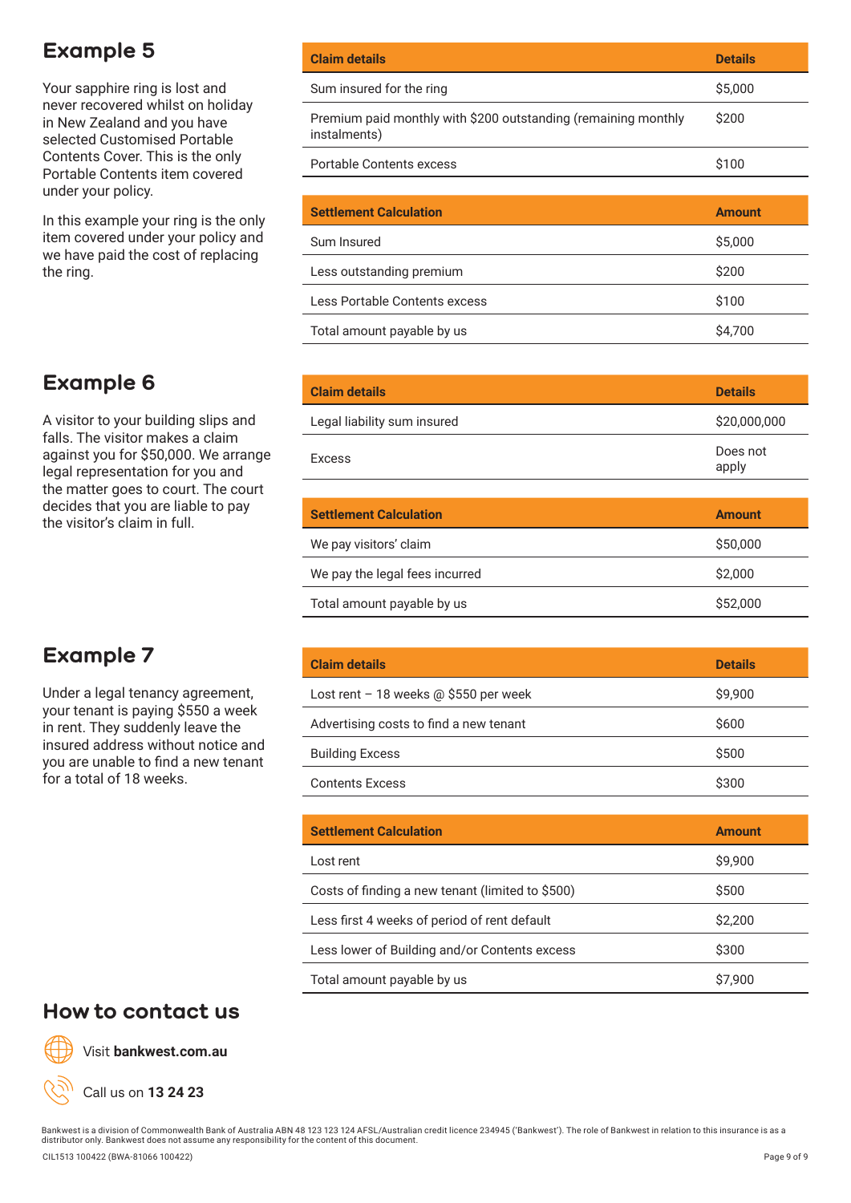## Example 5

Your sapphire ring is lost and never recovered whilst on holiday in New Zealand and you have selected Customised Portable Contents Cover. This is the only Portable Contents item covered under your policy.

In this example your ring is the only item covered under your policy and we have paid the cost of replacing the ring.

| Claim details | Details |
|---|---|
| Sum insured for the ring | $5,000 |
| Premium paid monthly with $200 outstanding (remaining monthly instalments) | $200 |
| Portable Contents excess | $100 |

| Settlement Calculation | Amount |
|---|---|
| Sum Insured | $5,000 |
| Less outstanding premium | $200 |
| Less Portable Contents excess | $100 |
| Total amount payable by us | $4,700 |

## Example 6

A visitor to your building slips and falls. The visitor makes a claim against you for $50,000. We arrange legal representation for you and the matter goes to court. The court decides that you are liable to pay the visitor's claim in full.

| Claim details | Details |
|---|---|
| Legal liability sum insured | $20,000,000 |
| Excess | Does not apply |

| Settlement Calculation | Amount |
|---|---|
| We pay visitors' claim | $50,000 |
| We pay the legal fees incurred | $2,000 |
| Total amount payable by us | $52,000 |

## Example 7

Under a legal tenancy agreement, your tenant is paying $550 a week in rent. They suddenly leave the insured address without notice and you are unable to find a new tenant for a total of 18 weeks.

| Claim details | Details |
|---|---|
| Lost rent – 18 weeks @ $550 per week | $9,900 |
| Advertising costs to find a new tenant | $600 |
| Building Excess | $500 |
| Contents Excess | $300 |

| Settlement Calculation | Amount |
|---|---|
| Lost rent | $9,900 |
| Costs of finding a new tenant (limited to $500) | $500 |
| Less first 4 weeks of period of rent default | $2,200 |
| Less lower of Building and/or Contents excess | $300 |
| Total amount payable by us | $7,900 |

## How to contact us

Visit **bankwest.com.au**

Call us on **13 24 23**

Bankwest is a division of Commonwealth Bank of Australia ABN 48 123 123 124 AFSL/Australian credit licence 234945 ('Bankwest'). The role of Bankwest in relation to this insurance is as a distributor only. Bankwest does not assume any responsibility for the content of this document.

CIL1513 100422 (BWA-81066 100422)